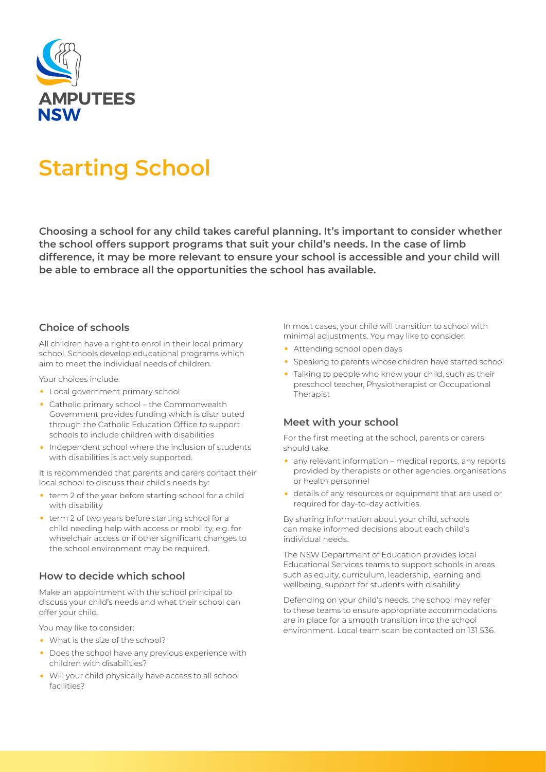AMPUTEES NSW

# Starting School

**Choosing a school for any child takes careful planning. It's important to consider whether the school offers support programs that suit your child's needs. In the case of limb difference, it may be more relevant to ensure your school is accessible and your child will be able to embrace all the opportunities the school has available.**

## Choice of schools

All children have a right to enrol in their local primary school. Schools develop educational programs which aim to meet the individual needs of children.

Your choices include:

- Local government primary school
- Catholic primary school – the Commonwealth Government provides funding which is distributed through the Catholic Education Office to support schools to include children with disabilities
- Independent school where the inclusion of students with disabilities is actively supported.

It is recommended that parents and carers contact their local school to discuss their child's needs by:

- term 2 of the year before starting school for a child with disability
- term 2 of two years before starting school for a child needing help with access or mobility, e.g. for wheelchair access or if other significant changes to the school environment may be required.

## How to decide which school

Make an appointment with the school principal to discuss your child's needs and what their school can offer your child.

You may like to consider:

- What is the size of the school?
- Does the school have any previous experience with children with disabilities?
- Will your child physically have access to all school facilities?

In most cases, your child will transition to school with minimal adjustments. You may like to consider:

- Attending school open days
- Speaking to parents whose children have started school
- Talking to people who know your child, such as their preschool teacher, Physiotherapist or Occupational Therapist

## Meet with your school

For the first meeting at the school, parents or carers should take:

- any relevant information – medical reports, any reports provided by therapists or other agencies, organisations or health personnel
- details of any resources or equipment that are used or required for day-to-day activities.

By sharing information about your child, schools can make informed decisions about each child's individual needs.

The NSW Department of Education provides local Educational Services teams to support schools in areas such as equity, curriculum, leadership, learning and wellbeing, support for students with disability.

Defending on your child's needs, the school may refer to these teams to ensure appropriate accommodations are in place for a smooth transition into the school environment. Local team scan be contacted on 131 536.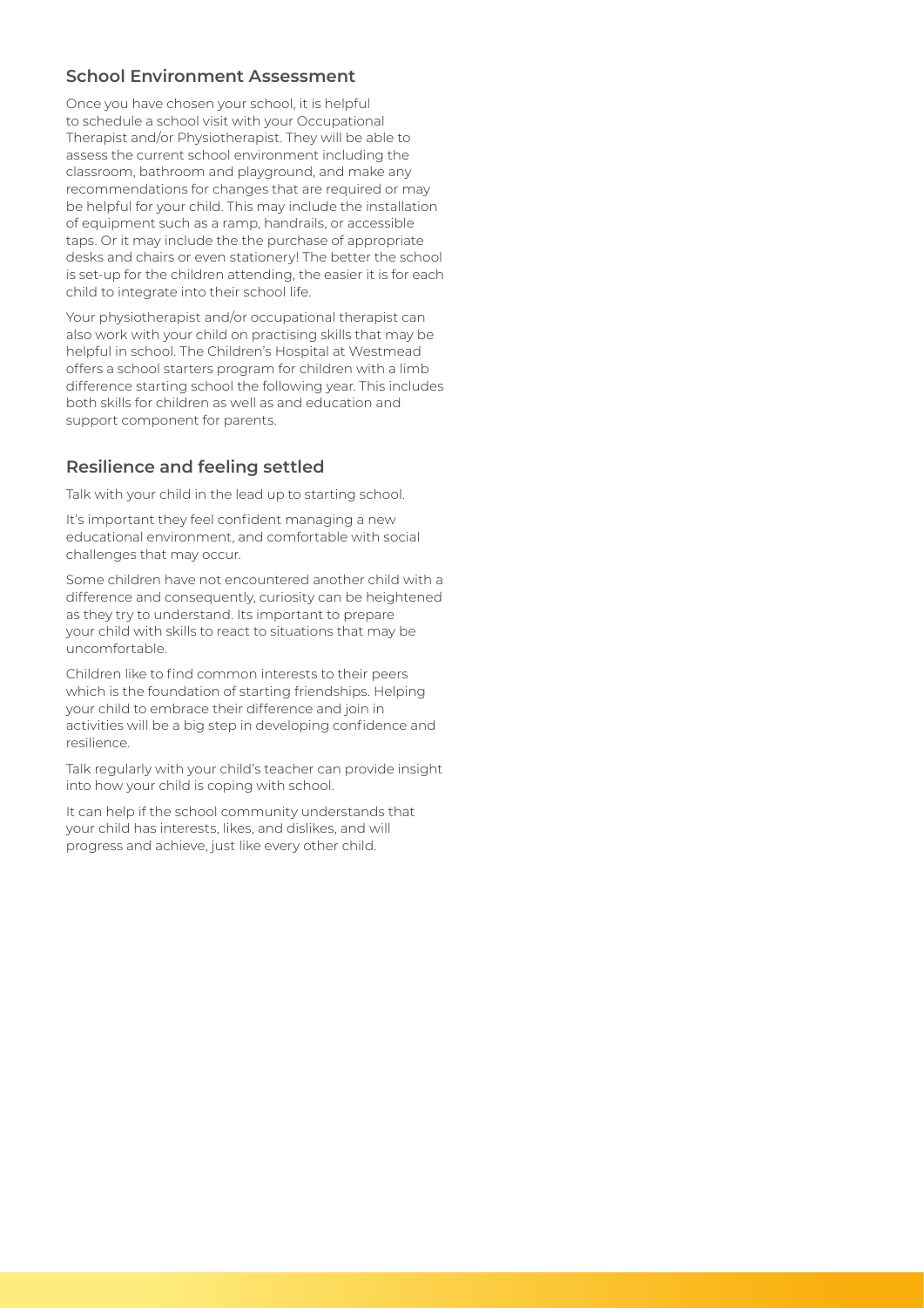## School Environment Assessment

Once you have chosen your school, it is helpful to schedule a school visit with your Occupational Therapist and/or Physiotherapist. They will be able to assess the current school environment including the classroom, bathroom and playground, and make any recommendations for changes that are required or may be helpful for your child. This may include the installation of equipment such as a ramp, handrails, or accessible taps. Or it may include the the purchase of appropriate desks and chairs or even stationery! The better the school is set-up for the children attending, the easier it is for each child to integrate into their school life.

Your physiotherapist and/or occupational therapist can also work with your child on practising skills that may be helpful in school. The Children's Hospital at Westmead offers a school starters program for children with a limb difference starting school the following year. This includes both skills for children as well as and education and support component for parents.

## Resilience and feeling settled

Talk with your child in the lead up to starting school.

It's important they feel confident managing a new educational environment, and comfortable with social challenges that may occur.

Some children have not encountered another child with a difference and consequently, curiosity can be heightened as they try to understand. Its important to prepare your child with skills to react to situations that may be uncomfortable.

Children like to find common interests to their peers which is the foundation of starting friendships. Helping your child to embrace their difference and join in activities will be a big step in developing confidence and resilience.

Talk regularly with your child's teacher can provide insight into how your child is coping with school.

It can help if the school community understands that your child has interests, likes, and dislikes, and will progress and achieve, just like every other child.